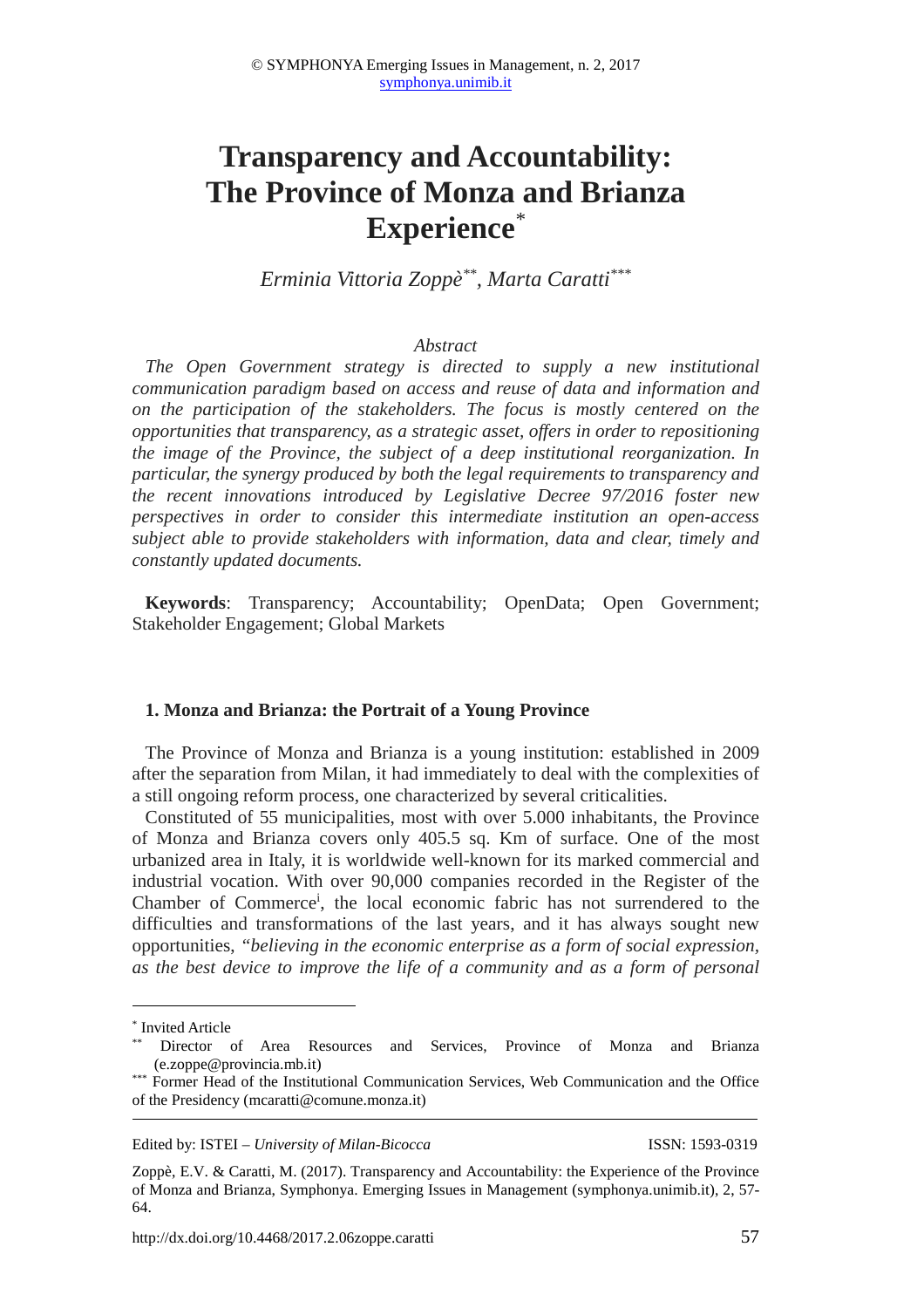# Transparency and Accountability: The Province of Monza and Brianza Experience[*]

*Erminia Vittoria Zoppè[**], Marta Caratti[***]*

*Abstract*

*The Open Government strategy is directed to supply a new institutional communication paradigm based on access and reuse of data and information and on the participation of the stakeholders. The focus is mostly centered on the opportunities that transparency, as a strategic asset, offers in order to repositioning the image of the Province, the subject of a deep institutional reorganization. In particular, the synergy produced by both the legal requirements to transparency and the recent innovations introduced by Legislative Decree 97/2016 foster new perspectives in order to consider this intermediate institution an open-access subject able to provide stakeholders with information, data and clear, timely and constantly updated documents.*

**Keywords**: Transparency; Accountability; OpenData; Open Government; Stakeholder Engagement; Global Markets

## 1. Monza and Brianza: the Portrait of a Young Province

The Province of Monza and Brianza is a young institution: established in 2009 after the separation from Milan, it had immediately to deal with the complexities of a still ongoing reform process, one characterized by several criticalities.

Constituted of 55 municipalities, most with over 5.000 inhabitants, the Province of Monza and Brianza covers only 405.5 sq. Km of surface. One of the most urbanized area in Italy, it is worldwide well-known for its marked commercial and industrial vocation. With over 90,000 companies recorded in the Register of the Chamber of Commerce[i], the local economic fabric has not surrendered to the difficulties and transformations of the last years, and it has always sought new opportunities, *"believing in the economic enterprise as a form of social expression, as the best device to improve the life of a community and as a form of personal*

---

[*] Invited Article

[**] Director of Area Resources and Services, Province of Monza and Brianza (e.zoppe@provincia.mb.it)

[***] Former Head of the Institutional Communication Services, Web Communication and the Office of the Presidency (mcaratti@comune.monza.it)

Edited by: ISTEI – *University of Milan-Bicocca* ISSN: 1593-0319

Zoppè, E.V. & Caratti, M. (2017). Transparency and Accountability: the Experience of the Province of Monza and Brianza, Symphonya. Emerging Issues in Management (symphonya.unimib.it), 2, 57-64.

http://dx.doi.org/10.4468/2017.2.06zoppe.caratti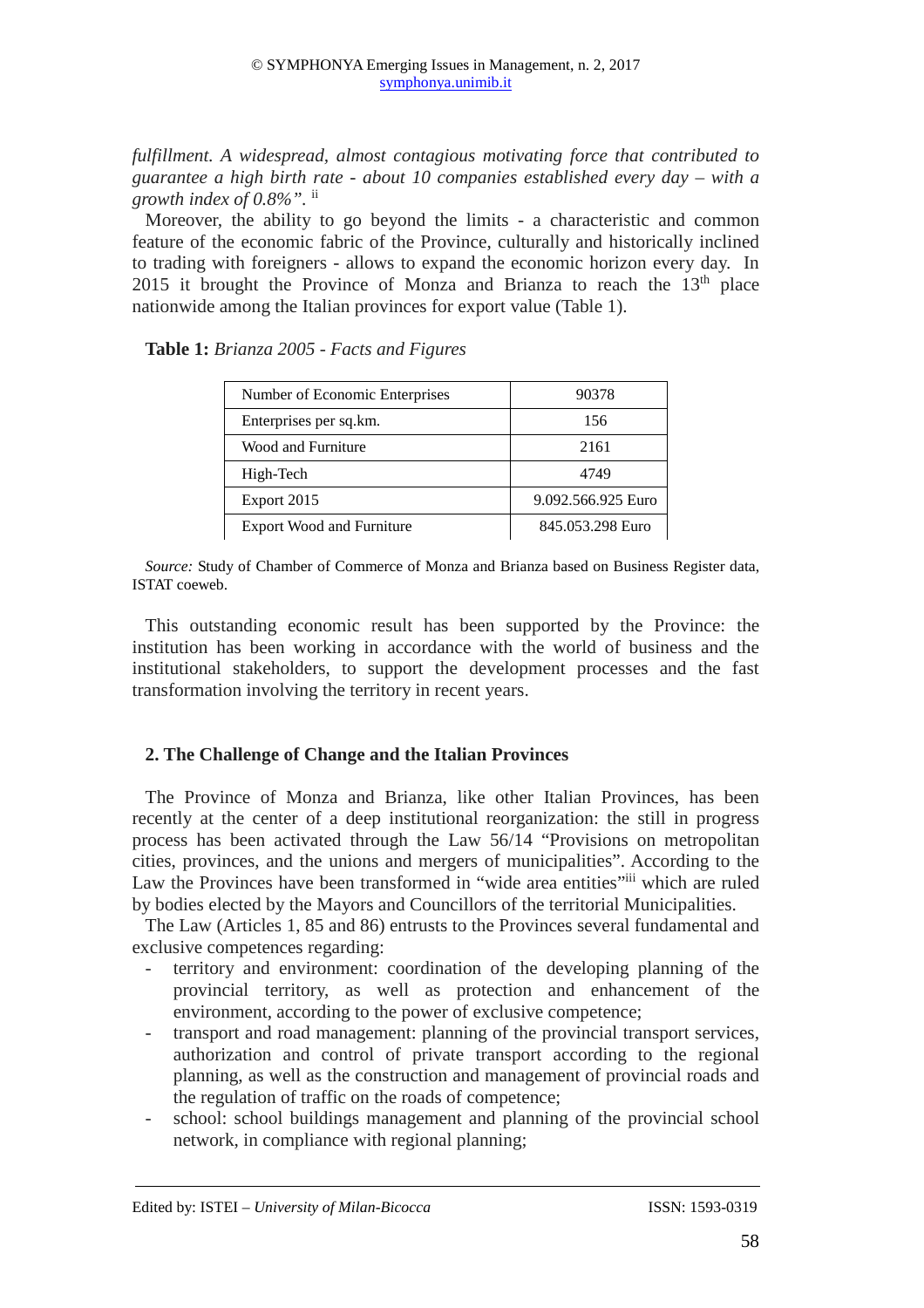*fulfillment. A widespread, almost contagious motivating force that contributed to guarantee a high birth rate - about 10 companies established every day – with a growth index of 0.8%".* [ii]

Moreover, the ability to go beyond the limits - a characteristic and common feature of the economic fabric of the Province, culturally and historically inclined to trading with foreigners - allows to expand the economic horizon every day. In 2015 it brought the Province of Monza and Brianza to reach the 13th place nationwide among the Italian provinces for export value (Table 1).

**Table 1:** *Brianza 2005 - Facts and Figures*

| | |
|---|---|
| Number of Economic Enterprises | 90378 |
| Enterprises per sq.km. | 156 |
| Wood and Furniture | 2161 |
| High-Tech | 4749 |
| Export 2015 | 9.092.566.925 Euro |
| Export Wood and Furniture | 845.053.298 Euro |

*Source:* Study of Chamber of Commerce of Monza and Brianza based on Business Register data, ISTAT coeweb.

This outstanding economic result has been supported by the Province: the institution has been working in accordance with the world of business and the institutional stakeholders, to support the development processes and the fast transformation involving the territory in recent years.

## 2. The Challenge of Change and the Italian Provinces

The Province of Monza and Brianza, like other Italian Provinces, has been recently at the center of a deep institutional reorganization: the still in progress process has been activated through the Law 56/14 "Provisions on metropolitan cities, provinces, and the unions and mergers of municipalities". According to the Law the Provinces have been transformed in "wide area entities"[iii] which are ruled by bodies elected by the Mayors and Councillors of the territorial Municipalities.

The Law (Articles 1, 85 and 86) entrusts to the Provinces several fundamental and exclusive competences regarding:

- territory and environment: coordination of the developing planning of the provincial territory, as well as protection and enhancement of the environment, according to the power of exclusive competence;
- transport and road management: planning of the provincial transport services, authorization and control of private transport according to the regional planning, as well as the construction and management of provincial roads and the regulation of traffic on the roads of competence;
- school: school buildings management and planning of the provincial school network, in compliance with regional planning;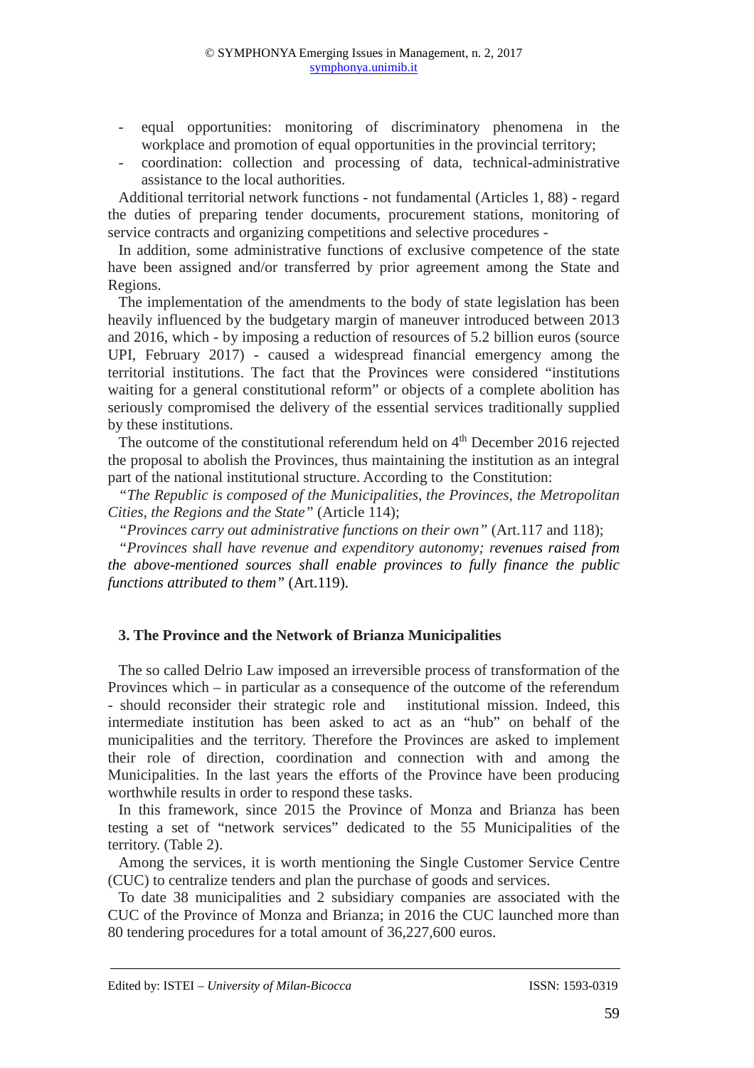- equal opportunities: monitoring of discriminatory phenomena in the workplace and promotion of equal opportunities in the provincial territory;
- coordination: collection and processing of data, technical-administrative assistance to the local authorities.

Additional territorial network functions - not fundamental (Articles 1, 88) - regard the duties of preparing tender documents, procurement stations, monitoring of service contracts and organizing competitions and selective procedures -

In addition, some administrative functions of exclusive competence of the state have been assigned and/or transferred by prior agreement among the State and Regions.

The implementation of the amendments to the body of state legislation has been heavily influenced by the budgetary margin of maneuver introduced between 2013 and 2016, which - by imposing a reduction of resources of 5.2 billion euros (source UPI, February 2017) - caused a widespread financial emergency among the territorial institutions. The fact that the Provinces were considered "institutions waiting for a general constitutional reform" or objects of a complete abolition has seriously compromised the delivery of the essential services traditionally supplied by these institutions.

The outcome of the constitutional referendum held on 4th December 2016 rejected the proposal to abolish the Provinces, thus maintaining the institution as an integral part of the national institutional structure. According to the Constitution:

*"The Republic is composed of the Municipalities, the Provinces, the Metropolitan Cities, the Regions and the State"* (Article 114);

*"Provinces carry out administrative functions on their own"* (Art.117 and 118);

*"Provinces shall have revenue and expenditory autonomy; revenues raised from the above-mentioned sources shall enable provinces to fully finance the public functions attributed to them"* (Art.119).

## 3. The Province and the Network of Brianza Municipalities

The so called Delrio Law imposed an irreversible process of transformation of the Provinces which – in particular as a consequence of the outcome of the referendum - should reconsider their strategic role and institutional mission. Indeed, this intermediate institution has been asked to act as an "hub" on behalf of the municipalities and the territory. Therefore the Provinces are asked to implement their role of direction, coordination and connection with and among the Municipalities. In the last years the efforts of the Province have been producing worthwhile results in order to respond these tasks.

In this framework, since 2015 the Province of Monza and Brianza has been testing a set of "network services" dedicated to the 55 Municipalities of the territory. (Table 2).

Among the services, it is worth mentioning the Single Customer Service Centre (CUC) to centralize tenders and plan the purchase of goods and services.

To date 38 municipalities and 2 subsidiary companies are associated with the CUC of the Province of Monza and Brianza; in 2016 the CUC launched more than 80 tendering procedures for a total amount of 36,227,600 euros.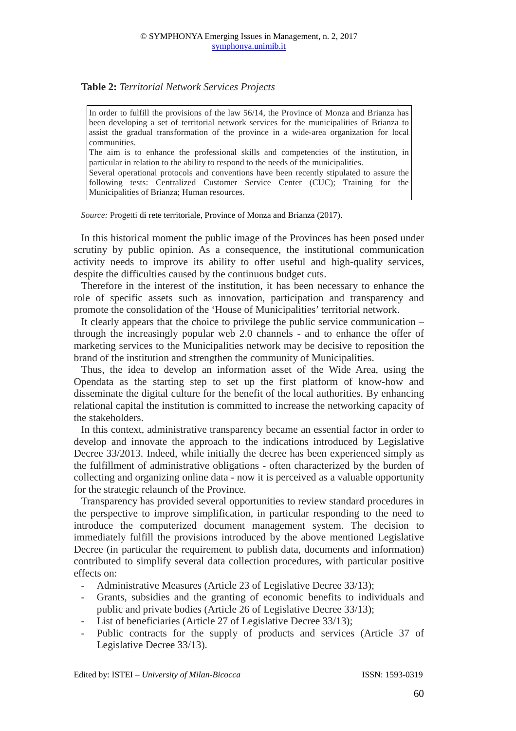**Table 2:** *Territorial Network Services Projects*

| In order to fulfill the provisions of the law 56/14, the Province of Monza and Brianza has been developing a set of territorial network services for the municipalities of Brianza to assist the gradual transformation of the province in a wide-area organization for local communities.<br>The aim is to enhance the professional skills and competencies of the institution, in particular in relation to the ability to respond to the needs of the municipalities.<br>Several operational protocols and conventions have been recently stipulated to assure the following tests: Centralized Customer Service Center (CUC); Training for the Municipalities of Brianza; Human resources. |
|---|

*Source:* Progetti di rete territoriale, Province of Monza and Brianza (2017).

In this historical moment the public image of the Provinces has been posed under scrutiny by public opinion. As a consequence, the institutional communication activity needs to improve its ability to offer useful and high-quality services, despite the difficulties caused by the continuous budget cuts.

Therefore in the interest of the institution, it has been necessary to enhance the role of specific assets such as innovation, participation and transparency and promote the consolidation of the 'House of Municipalities' territorial network.

It clearly appears that the choice to privilege the public service communication – through the increasingly popular web 2.0 channels - and to enhance the offer of marketing services to the Municipalities network may be decisive to reposition the brand of the institution and strengthen the community of Municipalities.

Thus, the idea to develop an information asset of the Wide Area, using the Opendata as the starting step to set up the first platform of know-how and disseminate the digital culture for the benefit of the local authorities. By enhancing relational capital the institution is committed to increase the networking capacity of the stakeholders.

In this context, administrative transparency became an essential factor in order to develop and innovate the approach to the indications introduced by Legislative Decree 33/2013. Indeed, while initially the decree has been experienced simply as the fulfillment of administrative obligations - often characterized by the burden of collecting and organizing online data - now it is perceived as a valuable opportunity for the strategic relaunch of the Province.

Transparency has provided several opportunities to review standard procedures in the perspective to improve simplification, in particular responding to the need to introduce the computerized document management system. The decision to immediately fulfill the provisions introduced by the above mentioned Legislative Decree (in particular the requirement to publish data, documents and information) contributed to simplify several data collection procedures, with particular positive effects on:

- Administrative Measures (Article 23 of Legislative Decree 33/13);
- Grants, subsidies and the granting of economic benefits to individuals and public and private bodies (Article 26 of Legislative Decree 33/13);
- List of beneficiaries (Article 27 of Legislative Decree 33/13);
- Public contracts for the supply of products and services (Article 37 of Legislative Decree 33/13).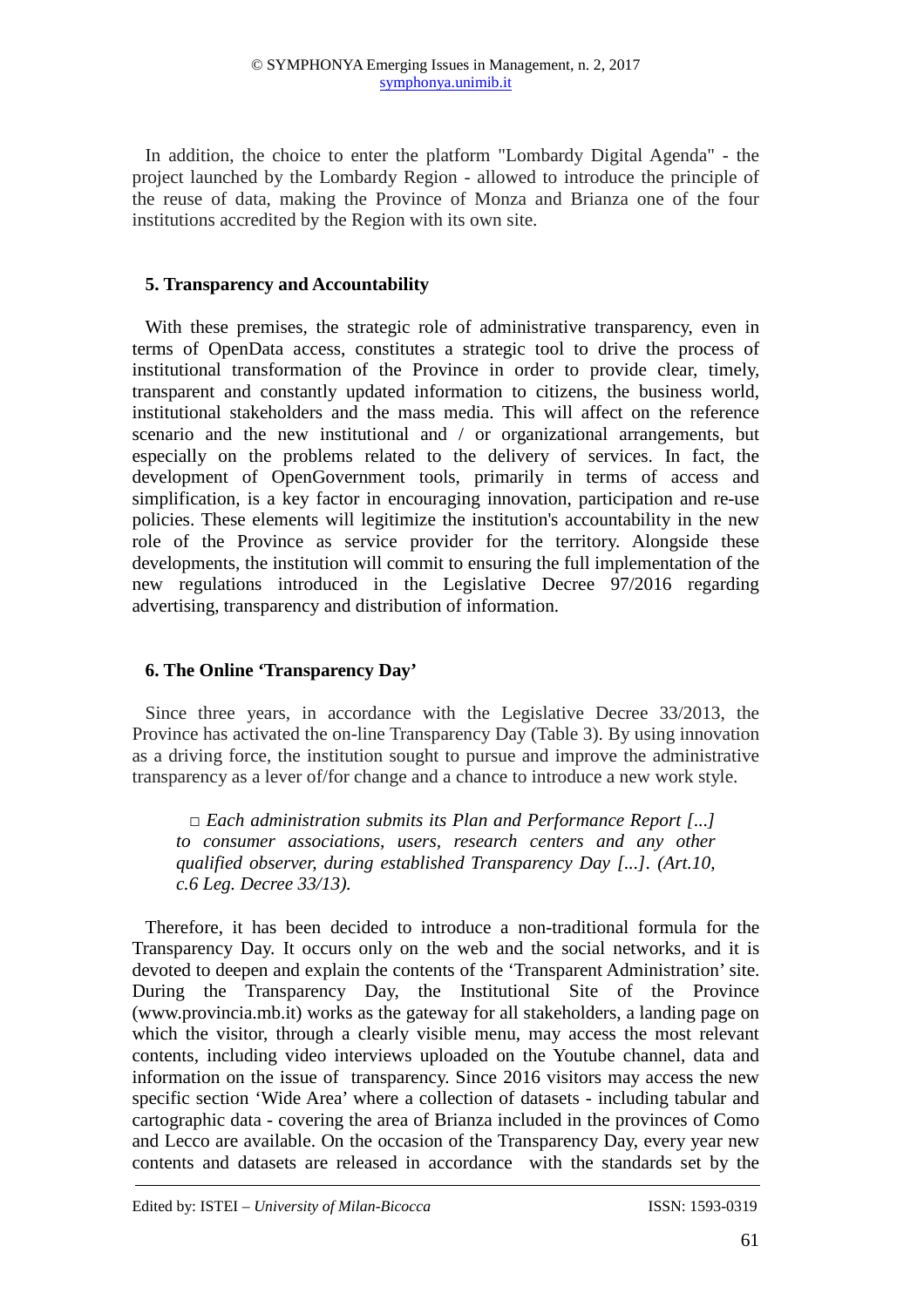In addition, the choice to enter the platform "Lombardy Digital Agenda" - the project launched by the Lombardy Region - allowed to introduce the principle of the reuse of data, making the Province of Monza and Brianza one of the four institutions accredited by the Region with its own site.

## 5. Transparency and Accountability

With these premises, the strategic role of administrative transparency, even in terms of OpenData access, constitutes a strategic tool to drive the process of institutional transformation of the Province in order to provide clear, timely, transparent and constantly updated information to citizens, the business world, institutional stakeholders and the mass media. This will affect on the reference scenario and the new institutional and / or organizational arrangements, but especially on the problems related to the delivery of services. In fact, the development of OpenGovernment tools, primarily in terms of access and simplification, is a key factor in encouraging innovation, participation and re-use policies. These elements will legitimize the institution's accountability in the new role of the Province as service provider for the territory. Alongside these developments, the institution will commit to ensuring the full implementation of the new regulations introduced in the Legislative Decree 97/2016 regarding advertising, transparency and distribution of information.

## 6. The Online 'Transparency Day'

Since three years, in accordance with the Legislative Decree 33/2013, the Province has activated the on-line Transparency Day (Table 3). By using innovation as a driving force, the institution sought to pursue and improve the administrative transparency as a lever of/for change and a chance to introduce a new work style.

> □ *Each administration submits its Plan and Performance Report [...] to consumer associations, users, research centers and any other qualified observer, during established Transparency Day [...]. (Art.10, c.6 Leg. Decree 33/13).*

Therefore, it has been decided to introduce a non-traditional formula for the Transparency Day. It occurs only on the web and the social networks, and it is devoted to deepen and explain the contents of the 'Transparent Administration' site. During the Transparency Day, the Institutional Site of the Province (www.provincia.mb.it) works as the gateway for all stakeholders, a landing page on which the visitor, through a clearly visible menu, may access the most relevant contents, including video interviews uploaded on the Youtube channel, data and information on the issue of transparency. Since 2016 visitors may access the new specific section 'Wide Area' where a collection of datasets - including tabular and cartographic data - covering the area of Brianza included in the provinces of Como and Lecco are available. On the occasion of the Transparency Day, every year new contents and datasets are released in accordance with the standards set by the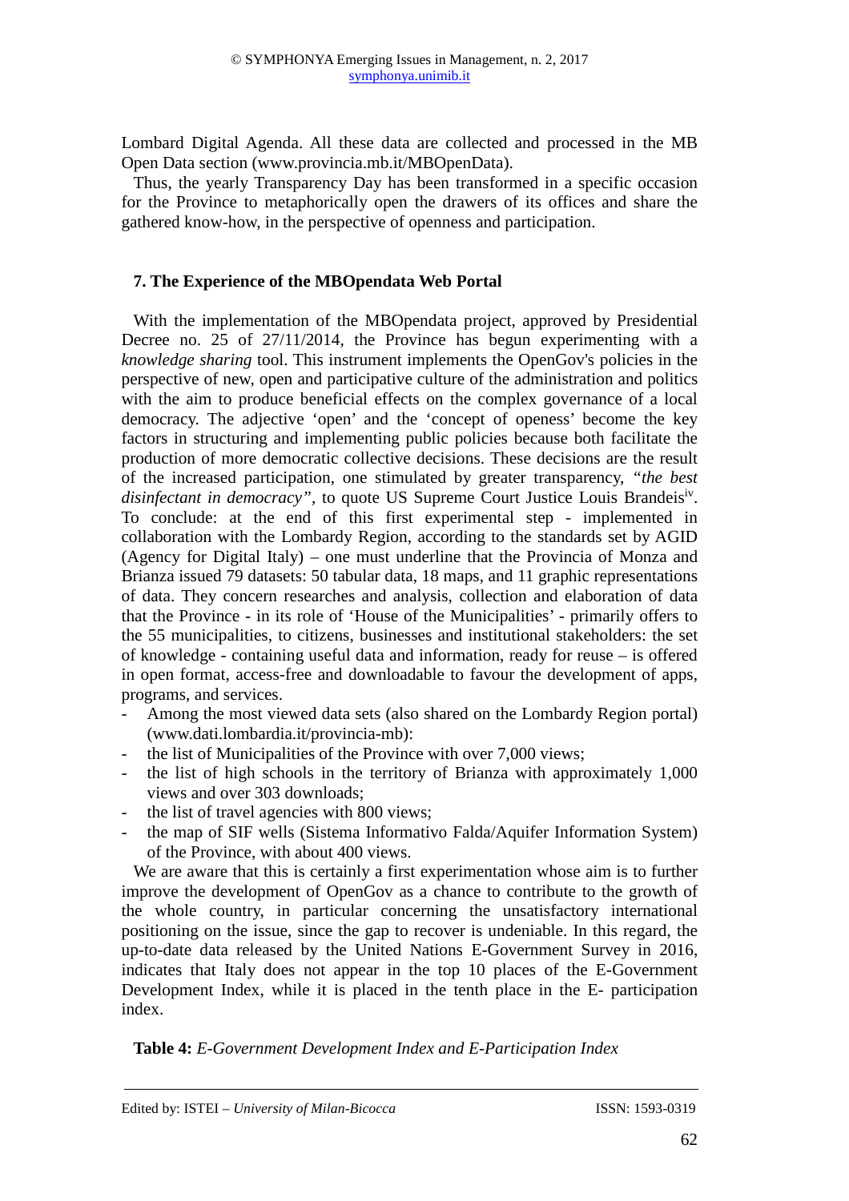Lombard Digital Agenda. All these data are collected and processed in the MB Open Data section (www.provincia.mb.it/MBOpenData).

Thus, the yearly Transparency Day has been transformed in a specific occasion for the Province to metaphorically open the drawers of its offices and share the gathered know-how, in the perspective of openness and participation.

## 7. The Experience of the MBOpendata Web Portal

With the implementation of the MBOpendata project, approved by Presidential Decree no. 25 of 27/11/2014, the Province has begun experimenting with a *knowledge sharing* tool. This instrument implements the OpenGov's policies in the perspective of new, open and participative culture of the administration and politics with the aim to produce beneficial effects on the complex governance of a local democracy. The adjective 'open' and the 'concept of openess' become the key factors in structuring and implementing public policies because both facilitate the production of more democratic collective decisions. These decisions are the result of the increased participation, one stimulated by greater transparency, *"the best disinfectant in democracy"*, to quote US Supreme Court Justice Louis Brandeis[iv]. To conclude: at the end of this first experimental step - implemented in collaboration with the Lombardy Region, according to the standards set by AGID (Agency for Digital Italy) – one must underline that the Provincia of Monza and Brianza issued 79 datasets: 50 tabular data, 18 maps, and 11 graphic representations of data. They concern researches and analysis, collection and elaboration of data that the Province - in its role of 'House of the Municipalities' - primarily offers to the 55 municipalities, to citizens, businesses and institutional stakeholders: the set of knowledge - containing useful data and information, ready for reuse – is offered in open format, access-free and downloadable to favour the development of apps, programs, and services.

- Among the most viewed data sets (also shared on the Lombardy Region portal) (www.dati.lombardia.it/provincia-mb):
- the list of Municipalities of the Province with over 7,000 views;
- the list of high schools in the territory of Brianza with approximately 1,000 views and over 303 downloads;
- the list of travel agencies with 800 views;
- the map of SIF wells (Sistema Informativo Falda/Aquifer Information System) of the Province, with about 400 views.

We are aware that this is certainly a first experimentation whose aim is to further improve the development of OpenGov as a chance to contribute to the growth of the whole country, in particular concerning the unsatisfactory international positioning on the issue, since the gap to recover is undeniable. In this regard, the up-to-date data released by the United Nations E-Government Survey in 2016, indicates that Italy does not appear in the top 10 places of the E-Government Development Index, while it is placed in the tenth place in the E- participation index.

**Table 4:** *E-Government Development Index and E-Participation Index*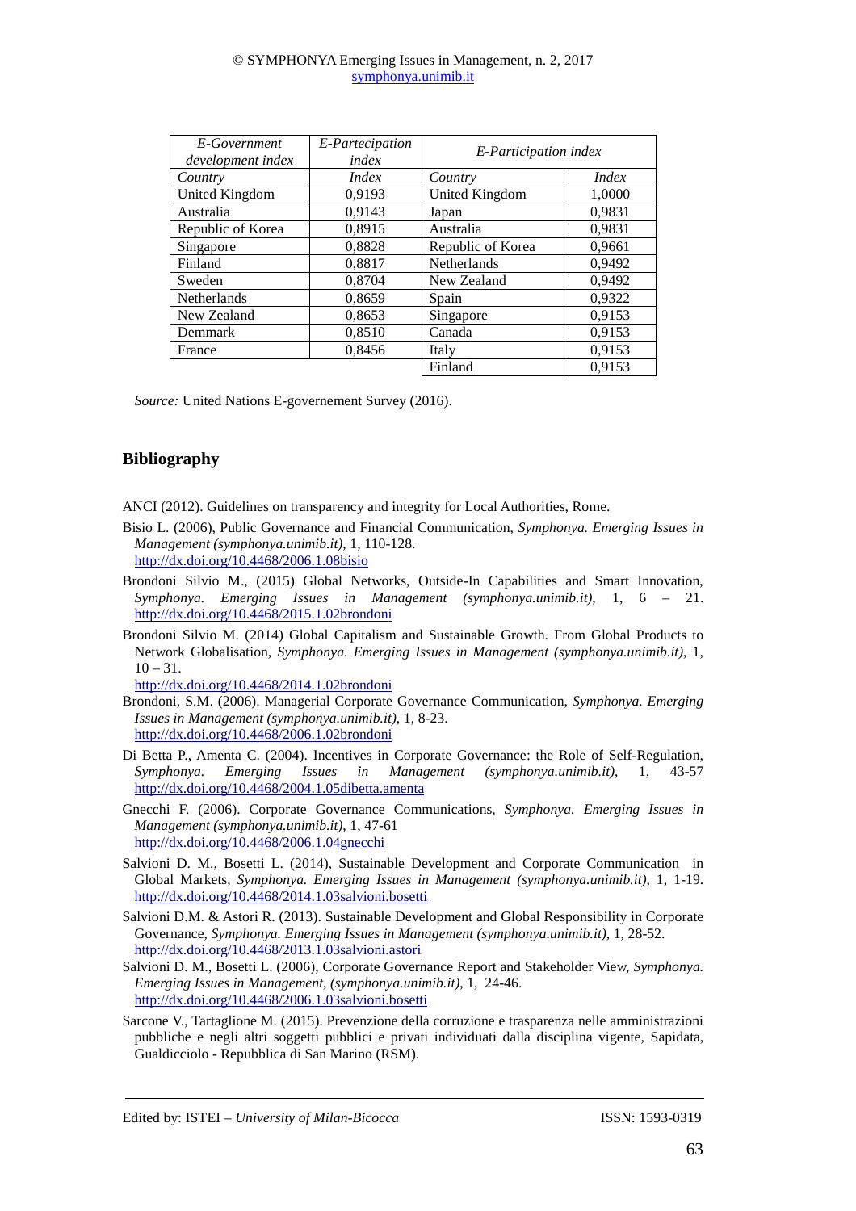| *E-Government development index* | *E-Partecipation index* | *E-Participation index* | |
|---|---|---|---|
| *Country* | *Index* | *Country* | *Index* |
| United Kingdom | 0,9193 | United Kingdom | 1,0000 |
| Australia | 0,9143 | Japan | 0,9831 |
| Republic of Korea | 0,8915 | Australia | 0,9831 |
| Singapore | 0,8828 | Republic of Korea | 0,9661 |
| Finland | 0,8817 | Netherlands | 0,9492 |
| Sweden | 0,8704 | New Zealand | 0,9492 |
| Netherlands | 0,8659 | Spain | 0,9322 |
| New Zealand | 0,8653 | Singapore | 0,9153 |
| Demmark | 0,8510 | Canada | 0,9153 |
| France | 0,8456 | Italy | 0,9153 |
| | | Finland | 0,9153 |

*Source:* United Nations E-governement Survey (2016).

## Bibliography

ANCI (2012). Guidelines on transparency and integrity for Local Authorities, Rome.

Bisio L. (2006), Public Governance and Financial Communication, *Symphonya. Emerging Issues in Management (symphonya.unimib.it)*, 1, 110-128. http://dx.doi.org/10.4468/2006.1.08bisio

Brondoni Silvio M., (2015) Global Networks, Outside-In Capabilities and Smart Innovation, *Symphonya. Emerging Issues in Management (symphonya.unimib.it)*, 1, 6 – 21. http://dx.doi.org/10.4468/2015.1.02brondoni

Brondoni Silvio M. (2014) Global Capitalism and Sustainable Growth. From Global Products to Network Globalisation, *Symphonya. Emerging Issues in Management (symphonya.unimib.it)*, 1, 10 – 31. http://dx.doi.org/10.4468/2014.1.02brondoni

Brondoni, S.M. (2006). Managerial Corporate Governance Communication, *Symphonya. Emerging Issues in Management (symphonya.unimib.it)*, 1, 8-23. http://dx.doi.org/10.4468/2006.1.02brondoni

Di Betta P., Amenta C. (2004). Incentives in Corporate Governance: the Role of Self-Regulation, *Symphonya. Emerging Issues in Management (symphonya.unimib.it)*, 1, 43-57 http://dx.doi.org/10.4468/2004.1.05dibetta.amenta

Gnecchi F. (2006). Corporate Governance Communications, *Symphonya. Emerging Issues in Management (symphonya.unimib.it)*, 1, 47-61 http://dx.doi.org/10.4468/2006.1.04gnecchi

Salvioni D. M., Bosetti L. (2014), Sustainable Development and Corporate Communication in Global Markets, *Symphonya. Emerging Issues in Management (symphonya.unimib.it)*, 1, 1-19. http://dx.doi.org/10.4468/2014.1.03salvioni.bosetti

Salvioni D.M. & Astori R. (2013). Sustainable Development and Global Responsibility in Corporate Governance, *Symphonya. Emerging Issues in Management (symphonya.unimib.it)*, 1, 28-52. http://dx.doi.org/10.4468/2013.1.03salvioni.astori

Salvioni D. M., Bosetti L. (2006), Corporate Governance Report and Stakeholder View, *Symphonya. Emerging Issues in Management, (symphonya.unimib.it)*, 1, 24-46. http://dx.doi.org/10.4468/2006.1.03salvioni.bosetti

Sarcone V., Tartaglione M. (2015). Prevenzione della corruzione e trasparenza nelle amministrazioni pubbliche e negli altri soggetti pubblici e privati individuati dalla disciplina vigente, Sapidata, Gualdicciolo - Repubblica di San Marino (RSM).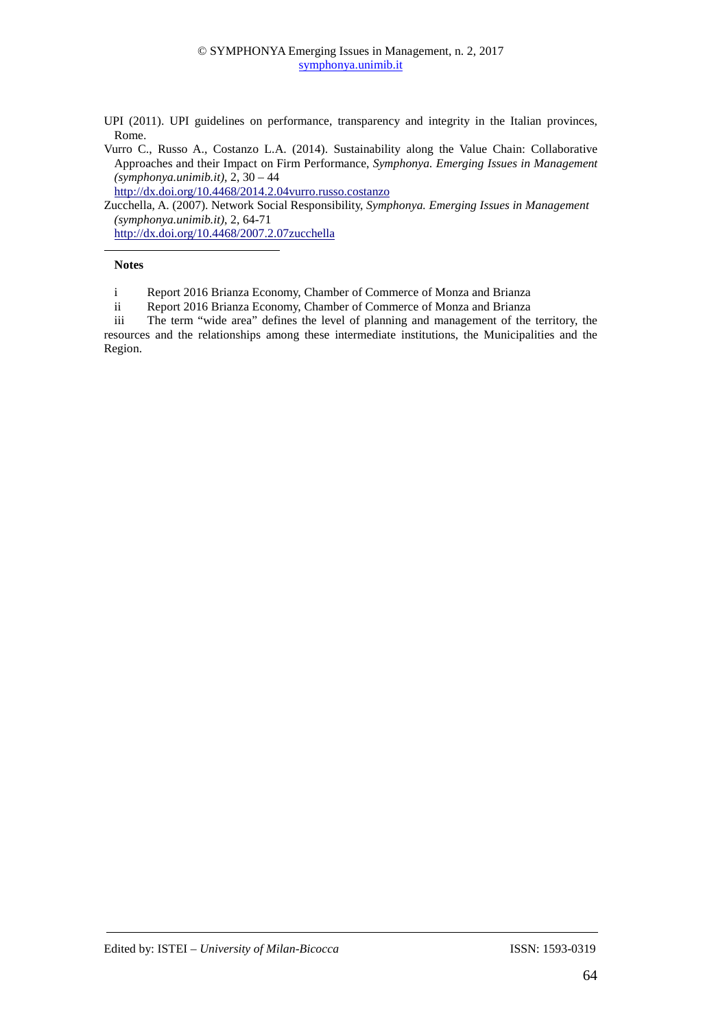UPI (2011). UPI guidelines on performance, transparency and integrity in the Italian provinces, Rome.

Vurro C., Russo A., Costanzo L.A. (2014). Sustainability along the Value Chain: Collaborative Approaches and their Impact on Firm Performance, *Symphonya. Emerging Issues in Management (symphonya.unimib.it)*, 2, 30 – 44
http://dx.doi.org/10.4468/2014.2.04vurro.russo.costanzo

Zucchella, A. (2007). Network Social Responsibility, *Symphonya. Emerging Issues in Management (symphonya.unimib.it)*, 2, 64-71
http://dx.doi.org/10.4468/2007.2.07zucchella

**Notes**

i Report 2016 Brianza Economy, Chamber of Commerce of Monza and Brianza

ii Report 2016 Brianza Economy, Chamber of Commerce of Monza and Brianza

iii The term “wide area” defines the level of planning and management of the territory, the resources and the relationships among these intermediate institutions, the Municipalities and the Region.